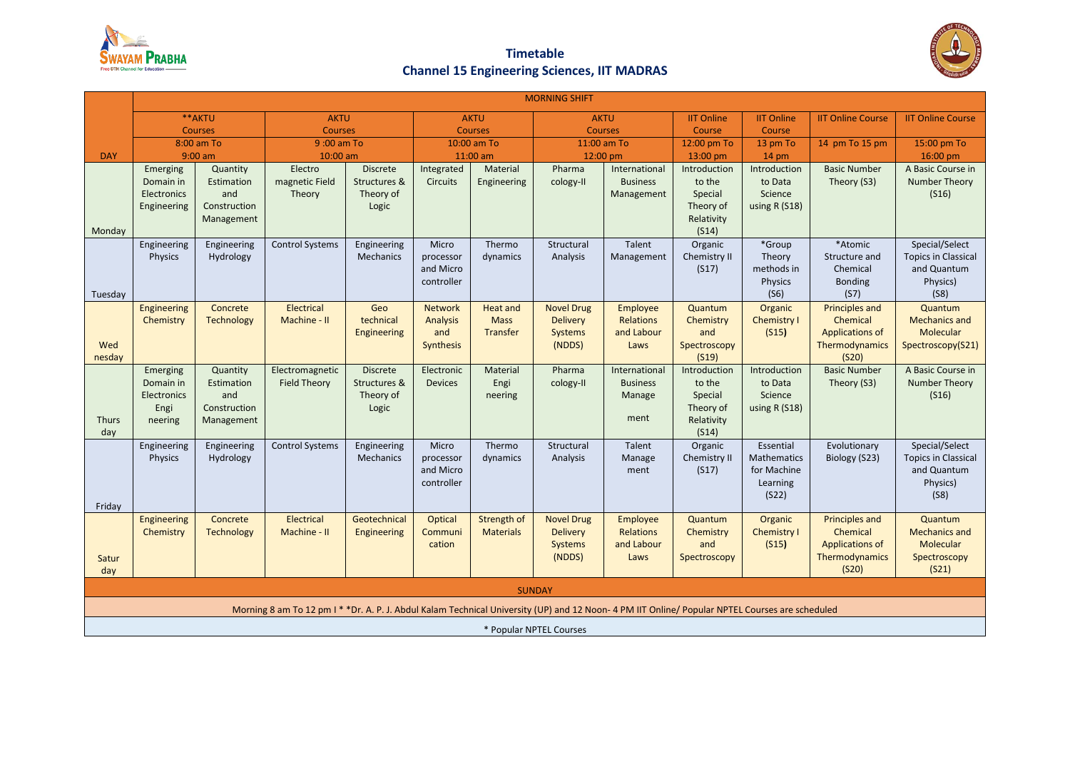# Timetable

## Channel 15 Engineering Sciences, IIT MADRAS

| DAY | MORNING SHIFT | | | | | | | | | | | |
|---|---|---|---|---|---|---|---|---|---|---|---|---|
| | **AKTU Courses 8:00 am To 9:00 am | | AKTU Courses 9 :00 am To 10:00 am | | AKTU Courses 10:00 am To 11:00 am | | AKTU Courses 11:00 am To 12:00 pm | | IIT Online Course 12:00 pm To 13:00 pm | IIT Online Course 13 pm To 14 pm | IIT Online Course 14 pm To 15 pm | IIT Online Course 15:00 pm To 16:00 pm |
| Monday | Emerging Domain in Electronics Engineering | Quantity Estimation and Construction Management | Electro magnetic Field Theory | Discrete Structures & Theory of Logic | Integrated Circuits | Material Engineering | Pharma cology-II | International Business Management | Introduction to the Special Theory of Relativity (S14) | Introduction to Data Science using R (S18) | Basic Number Theory (S3) | A Basic Course in Number Theory (S16) |
| Tuesday | Engineering Physics | Engineering Hydrology | Control Systems | Engineering Mechanics | Micro processor and Micro controller | Thermo dynamics | Structural Analysis | Talent Management | Organic Chemistry II (S17) | *Group Theory methods in Physics (S6) | *Atomic Structure and Chemical Bonding (S7) | Special/Select Topics in Classical and Quantum Physics) (S8) |
| Wed nesday | Engineering Chemistry | Concrete Technology | Electrical Machine - II | Geo technical Engineering | Network Analysis and Synthesis | Heat and Mass Transfer | Novel Drug Delivery Systems (NDDS) | Employee Relations and Labour Laws | Quantum Chemistry and Spectroscopy (S19) | Organic Chemistry I (S15) | Principles and Chemical Applications of Thermodynamics (S20) | Quantum Mechanics and Molecular Spectroscopy(S21) |
| Thurs day | Emerging Domain in Electronics Engi neering | Quantity Estimation and Construction Management | Electromagnetic Field Theory | Discrete Structures & Theory of Logic | Electronic Devices | Material Engi neering | Pharma cology-II | International Business Manage ment | Introduction to the Special Theory of Relativity (S14) | Introduction to Data Science using R (S18) | Basic Number Theory (S3) | A Basic Course in Number Theory (S16) |
| Friday | Engineering Physics | Engineering Hydrology | Control Systems | Engineering Mechanics | Micro processor and Micro controller | Thermo dynamics | Structural Analysis | Talent Manage ment | Organic Chemistry II (S17) | Essential Mathematics for Machine Learning (S22) | Evolutionary Biology (S23) | Special/Select Topics in Classical and Quantum Physics) (S8) |
| Satur day | Engineering Chemistry | Concrete Technology | Electrical Machine - II | Geotechnical Engineering | Optical Communi cation | Strength of Materials | Novel Drug Delivery Systems (NDDS) | Employee Relations and Labour Laws | Quantum Chemistry and Spectroscopy | Organic Chemistry I (S15) | Principles and Chemical Applications of Thermodynamics (S20) | Quantum Mechanics and Molecular Spectroscopy (S21) |
| SUNDAY | | | | | | | | | | | | |
| Morning 8 am To 12 pm I * *Dr. A. P. J. Abdul Kalam Technical University (UP) and 12 Noon- 4 PM IIT Online/ Popular NPTEL Courses are scheduled | | | | | | | | | | | | |
| * Popular NPTEL Courses | | | | | | | | | | | | |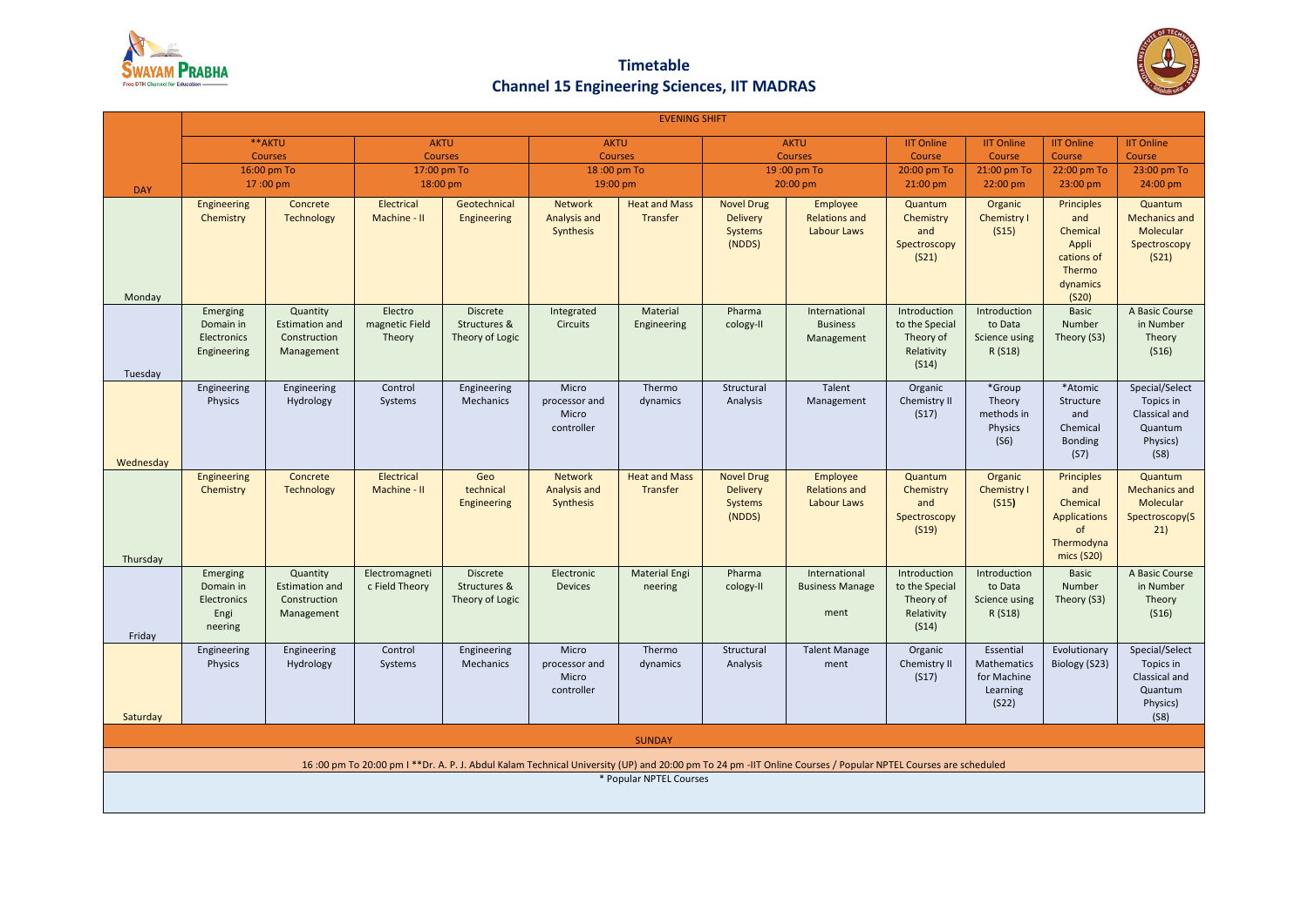# Timetable
## Channel 15 Engineering Sciences, IIT MADRAS

| DAY | EVENING SHIFT | | | | | | | | | | | |
|---|---|---|---|---|---|---|---|---|---|---|---|---|
| | **AKTU Courses 16:00 pm To 17 :00 pm | | AKTU Courses 17:00 pm To 18:00 pm | | AKTU Courses 18 :00 pm To 19:00 pm | | AKTU Courses 19 :00 pm To 20:00 pm | | IIT Online Course 20:00 pm To 21:00 pm | IIT Online Course 21:00 pm To 22:00 pm | IIT Online Course 22:00 pm To 23:00 pm | IIT Online Course 23:00 pm To 24:00 pm |
| Monday | Engineering Chemistry | Concrete Technology | Electrical Machine - II | Geotechnical Engineering | Network Analysis and Synthesis | Heat and Mass Transfer | Novel Drug Delivery Systems (NDDS) | Employee Relations and Labour Laws | Quantum Chemistry and Spectroscopy (S21) | Organic Chemistry I (S15) | Principles and Chemical Appli cations of Thermo dynamics (S20) | Quantum Mechanics and Molecular Spectroscopy (S21) |
| Tuesday | Emerging Domain in Electronics Engineering | Quantity Estimation and Construction Management | Electro magnetic Field Theory | Discrete Structures & Theory of Logic | Integrated Circuits | Material Engineering | Pharma cology-II | International Business Management | Introduction to the Special Theory of Relativity (S14) | Introduction to Data Science using R (S18) | Basic Number Theory (S3) | A Basic Course in Number Theory (S16) |
| Wednesday | Engineering Physics | Engineering Hydrology | Control Systems | Engineering Mechanics | Micro processor and Micro controller | Thermo dynamics | Structural Analysis | Talent Management | Organic Chemistry II (S17) | *Group Theory methods in Physics (S6) | *Atomic Structure and Chemical Bonding (S7) | Special/Select Topics in Classical and Quantum Physics) (S8) |
| Thursday | Engineering Chemistry | Concrete Technology | Electrical Machine - II | Geo technical Engineering | Network Analysis and Synthesis | Heat and Mass Transfer | Novel Drug Delivery Systems (NDDS) | Employee Relations and Labour Laws | Quantum Chemistry and Spectroscopy (S19) | Organic Chemistry I (S15) | Principles and Chemical Applications of Thermodyna mics (S20) | Quantum Mechanics and Molecular Spectroscopy(S 21) |
| Friday | Emerging Domain in Electronics Engi neering | Quantity Estimation and Construction Management | Electromagneti c Field Theory | Discrete Structures & Theory of Logic | Electronic Devices | Material Engi neering | Pharma cology-II | International Business Manage ment | Introduction to the Special Theory of Relativity (S14) | Introduction to Data Science using R (S18) | Basic Number Theory (S3) | A Basic Course in Number Theory (S16) |
| Saturday | Engineering Physics | Engineering Hydrology | Control Systems | Engineering Mechanics | Micro processor and Micro controller | Thermo dynamics | Structural Analysis | Talent Manage ment | Organic Chemistry II (S17) | Essential Mathematics for Machine Learning (S22) | Evolutionary Biology (S23) | Special/Select Topics in Classical and Quantum Physics) (S8) |

**SUNDAY**

16 :00 pm To 20:00 pm I **Dr. A. P. J. Abdul Kalam Technical University (UP) and 20:00 pm To 24 pm -IIT Online Courses / Popular NPTEL Courses are scheduled

\* Popular NPTEL Courses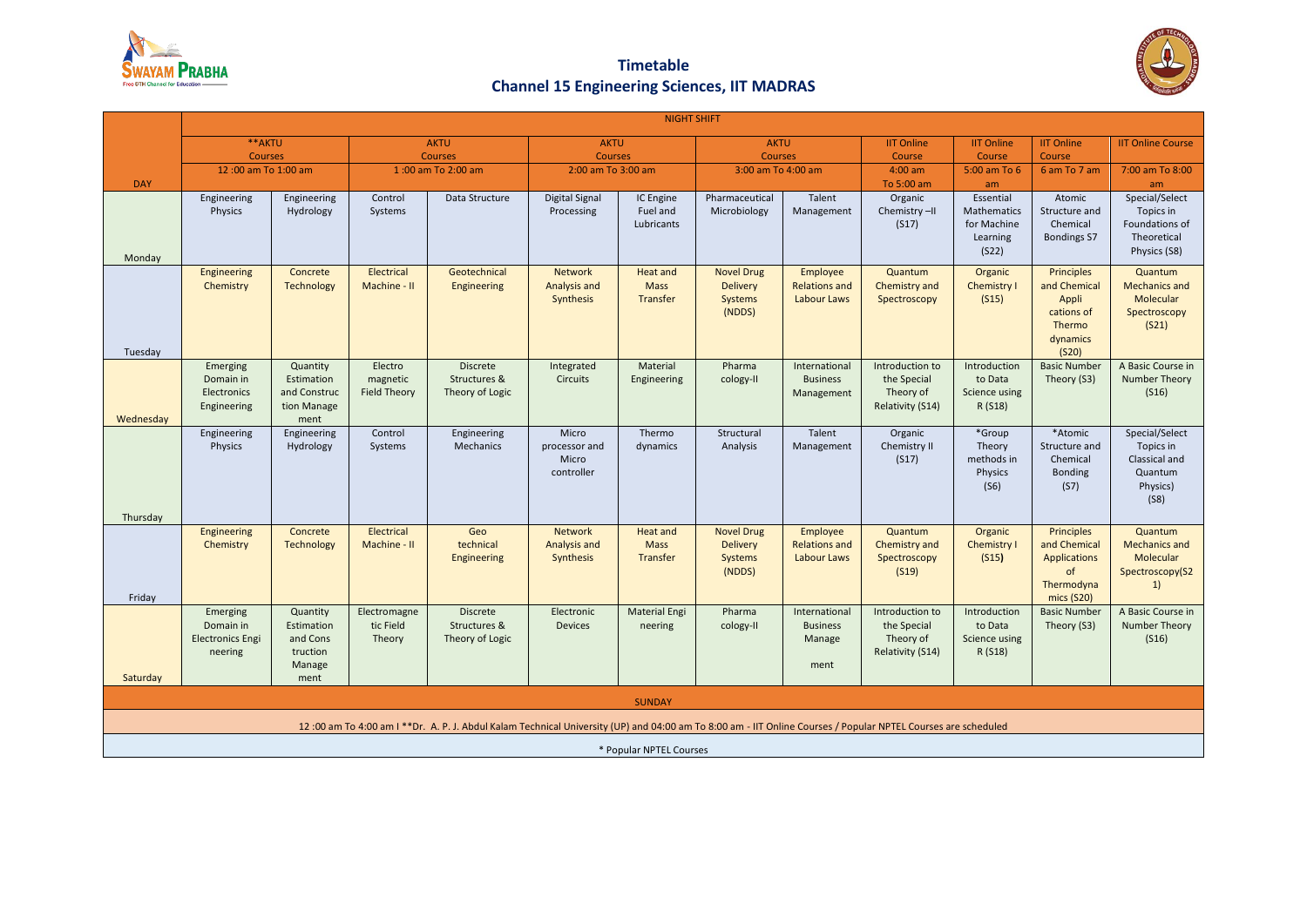# Timetable
## Channel 15 Engineering Sciences, IIT MADRAS

| DAY | NIGHT SHIFT | | | | | | | | | | | |
|---|---|---|---|---|---|---|---|---|---|---|---|---|
| | **AKTU Courses | | AKTU Courses | | AKTU Courses | | AKTU Courses | | IIT Online Course | IIT Online Course | IIT Online Course | IIT Online Course |
| | 12 :00 am To 1:00 am | | 1 :00 am To 2:00 am | | 2:00 am To 3:00 am | | 3:00 am To 4:00 am | | 4:00 am To 5:00 am | 5:00 am To 6 am | 6 am To 7 am | 7:00 am To 8:00 am |
| Monday | Engineering Physics | Engineering Hydrology | Control Systems | Data Structure | Digital Signal Processing | IC Engine Fuel and Lubricants | Pharmaceutical Microbiology | Talent Management | Organic Chemistry –II (S17) | Essential Mathematics for Machine Learning (S22) | Atomic Structure and Chemical Bondings S7 | Special/Select Topics in Foundations of Theoretical Physics (S8) |
| Tuesday | Engineering Chemistry | Concrete Technology | Electrical Machine - II | Geotechnical Engineering | Network Analysis and Synthesis | Heat and Mass Transfer | Novel Drug Delivery Systems (NDDS) | Employee Relations and Labour Laws | Quantum Chemistry and Spectroscopy | Organic Chemistry I (S15) | Principles and Chemical Appli cations of Thermo dynamics (S20) | Quantum Mechanics and Molecular Spectroscopy (S21) |
| Wednesday | Emerging Domain in Electronics Engineering | Quantity Estimation and Construc tion Manage ment | Electro magnetic Field Theory | Discrete Structures & Theory of Logic | Integrated Circuits | Material Engineering | Pharma cology-II | International Business Management | Introduction to the Special Theory of Relativity (S14) | Introduction to Data Science using R (S18) | Basic Number Theory (S3) | A Basic Course in Number Theory (S16) |
| Thursday | Engineering Physics | Engineering Hydrology | Control Systems | Engineering Mechanics | Micro processor and Micro controller | Thermo dynamics | Structural Analysis | Talent Management | Organic Chemistry II (S17) | *Group Theory methods in Physics (S6) | *Atomic Structure and Chemical Bonding (S7) | Special/Select Topics in Classical and Quantum Physics) (S8) |
| Friday | Engineering Chemistry | Concrete Technology | Electrical Machine - II | Geo technical Engineering | Network Analysis and Synthesis | Heat and Mass Transfer | Novel Drug Delivery Systems (NDDS) | Employee Relations and Labour Laws | Quantum Chemistry and Spectroscopy (S19) | Organic Chemistry I (S15) | Principles and Chemical Applications of Thermodyna mics (S20) | Quantum Mechanics and Molecular Spectroscopy(S21) |
| Saturday | Emerging Domain in Electronics Engi neering | Quantity Estimation and Cons truction Manage ment | Electromagne tic Field Theory | Discrete Structures & Theory of Logic | Electronic Devices | Material Engi neering | Pharma cology-II | International Business Manage ment | Introduction to the Special Theory of Relativity (S14) | Introduction to Data Science using R (S18) | Basic Number Theory (S3) | A Basic Course in Number Theory (S16) |
| SUNDAY | | | | | | | | | | | | |

12 :00 am To 4:00 am I **Dr. A. P. J. Abdul Kalam Technical University (UP) and 04:00 am To 8:00 am - IIT Online Courses / Popular NPTEL Courses are scheduled

* Popular NPTEL Courses